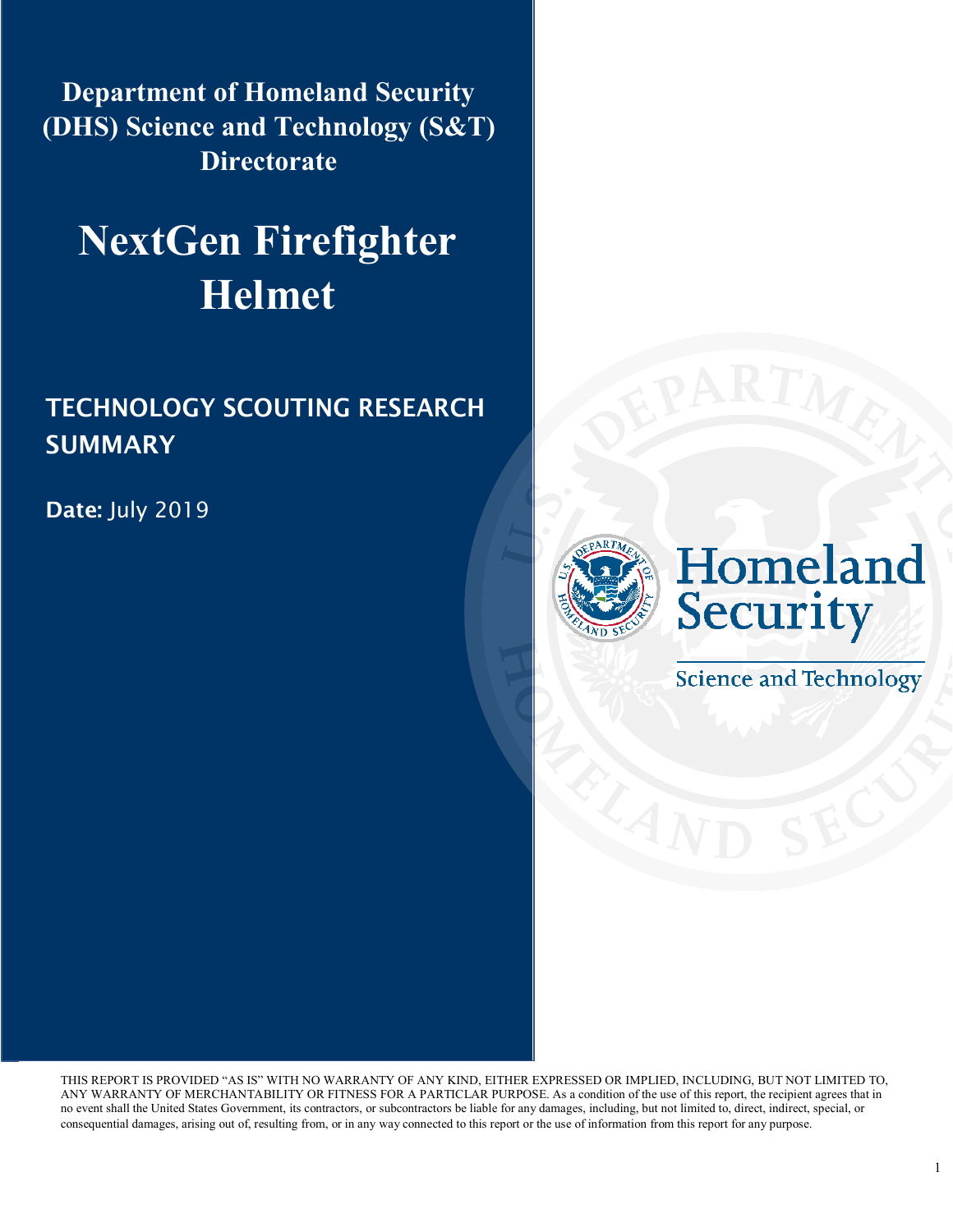**Department of Homeland Security (DHS) Science and Technology (S&T) Directorate**

# NextGen Firefighter Helmet

## TECHNOLOGY SCOUTING RESEARCH SUMMARY

**Date:** July 2019

Homeland Security

Science and Technology

THIS REPORT IS PROVIDED "AS IS" WITH NO WARRANTY OF ANY KIND, EITHER EXPRESSED OR IMPLIED, INCLUDING, BUT NOT LIMITED TO, ANY WARRANTY OF MERCHANTABILITY OR FITNESS FOR A PARTICLAR PURPOSE. As a condition of the use of this report, the recipient agrees that in no event shall the United States Government, its contractors, or subcontractors be liable for any damages, including, but not limited to, direct, indirect, special, or consequential damages, arising out of, resulting from, or in any way connected to this report or the use of information from this report for any purpose.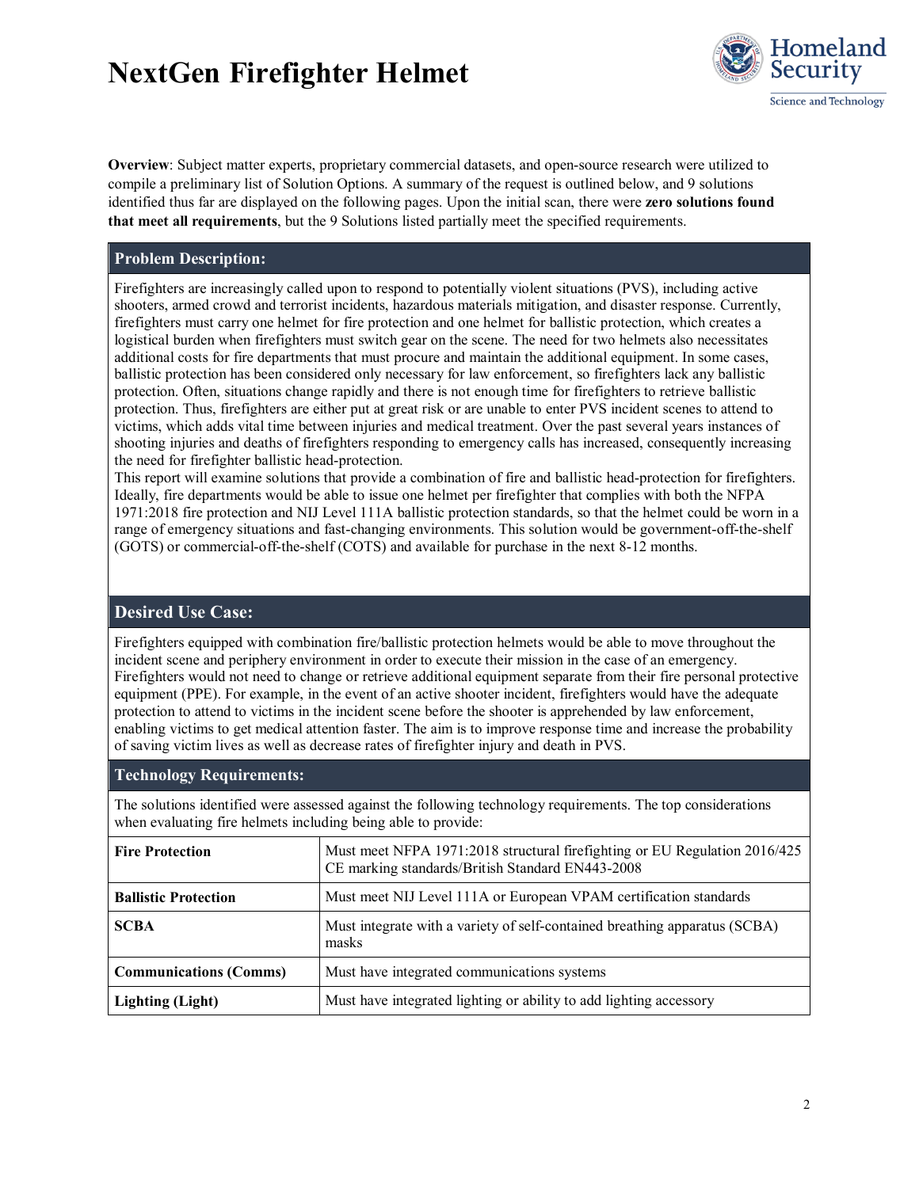# NextGen Firefighter Helmet

**Overview**: Subject matter experts, proprietary commercial datasets, and open-source research were utilized to compile a preliminary list of Solution Options. A summary of the request is outlined below, and 9 solutions identified thus far are displayed on the following pages. Upon the initial scan, there were **zero solutions found that meet all requirements**, but the 9 Solutions listed partially meet the specified requirements.

## Problem Description:

Firefighters are increasingly called upon to respond to potentially violent situations (PVS), including active shooters, armed crowd and terrorist incidents, hazardous materials mitigation, and disaster response. Currently, firefighters must carry one helmet for fire protection and one helmet for ballistic protection, which creates a logistical burden when firefighters must switch gear on the scene. The need for two helmets also necessitates additional costs for fire departments that must procure and maintain the additional equipment. In some cases, ballistic protection has been considered only necessary for law enforcement, so firefighters lack any ballistic protection. Often, situations change rapidly and there is not enough time for firefighters to retrieve ballistic protection. Thus, firefighters are either put at great risk or are unable to enter PVS incident scenes to attend to victims, which adds vital time between injuries and medical treatment. Over the past several years instances of shooting injuries and deaths of firefighters responding to emergency calls has increased, consequently increasing the need for firefighter ballistic head-protection.

This report will examine solutions that provide a combination of fire and ballistic head-protection for firefighters. Ideally, fire departments would be able to issue one helmet per firefighter that complies with both the NFPA 1971:2018 fire protection and NIJ Level 111A ballistic protection standards, so that the helmet could be worn in a range of emergency situations and fast-changing environments. This solution would be government-off-the-shelf (GOTS) or commercial-off-the-shelf (COTS) and available for purchase in the next 8-12 months.

## Desired Use Case:

Firefighters equipped with combination fire/ballistic protection helmets would be able to move throughout the incident scene and periphery environment in order to execute their mission in the case of an emergency. Firefighters would not need to change or retrieve additional equipment separate from their fire personal protective equipment (PPE). For example, in the event of an active shooter incident, firefighters would have the adequate protection to attend to victims in the incident scene before the shooter is apprehended by law enforcement, enabling victims to get medical attention faster. The aim is to improve response time and increase the probability of saving victim lives as well as decrease rates of firefighter injury and death in PVS.

## Technology Requirements:

The solutions identified were assessed against the following technology requirements. The top considerations when evaluating fire helmets including being able to provide:

| Requirement | Description |
| --- | --- |
| **Fire Protection** | Must meet NFPA 1971:2018 structural firefighting or EU Regulation 2016/425 CE marking standards/British Standard EN443-2008 |
| **Ballistic Protection** | Must meet NIJ Level 111A or European VPAM certification standards |
| **SCBA** | Must integrate with a variety of self-contained breathing apparatus (SCBA) masks |
| **Communications (Comms)** | Must have integrated communications systems |
| **Lighting (Light)** | Must have integrated lighting or ability to add lighting accessory |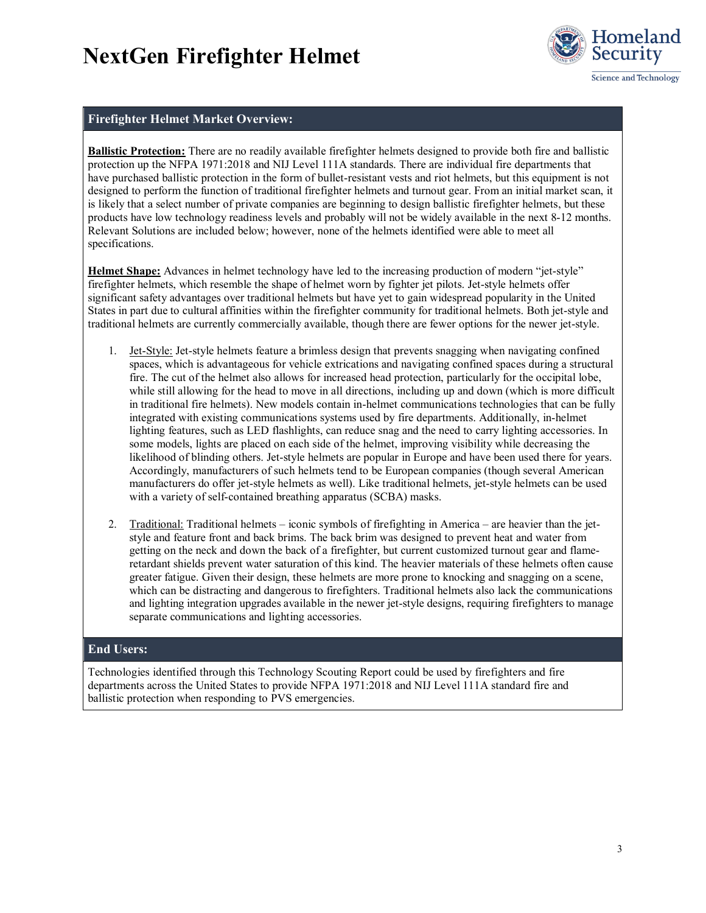# NextGen Firefighter Helmet

## Firefighter Helmet Market Overview:

**Ballistic Protection:** There are no readily available firefighter helmets designed to provide both fire and ballistic protection up the NFPA 1971:2018 and NIJ Level 111A standards. There are individual fire departments that have purchased ballistic protection in the form of bullet-resistant vests and riot helmets, but this equipment is not designed to perform the function of traditional firefighter helmets and turnout gear. From an initial market scan, it is likely that a select number of private companies are beginning to design ballistic firefighter helmets, but these products have low technology readiness levels and probably will not be widely available in the next 8-12 months. Relevant Solutions are included below; however, none of the helmets identified were able to meet all specifications.

**Helmet Shape:** Advances in helmet technology have led to the increasing production of modern "jet-style" firefighter helmets, which resemble the shape of helmet worn by fighter jet pilots. Jet-style helmets offer significant safety advantages over traditional helmets but have yet to gain widespread popularity in the United States in part due to cultural affinities within the firefighter community for traditional helmets. Both jet-style and traditional helmets are currently commercially available, though there are fewer options for the newer jet-style.

1. Jet-Style: Jet-style helmets feature a brimless design that prevents snagging when navigating confined spaces, which is advantageous for vehicle extrications and navigating confined spaces during a structural fire. The cut of the helmet also allows for increased head protection, particularly for the occipital lobe, while still allowing for the head to move in all directions, including up and down (which is more difficult in traditional fire helmets). New models contain in-helmet communications technologies that can be fully integrated with existing communications systems used by fire departments. Additionally, in-helmet lighting features, such as LED flashlights, can reduce snag and the need to carry lighting accessories. In some models, lights are placed on each side of the helmet, improving visibility while decreasing the likelihood of blinding others. Jet-style helmets are popular in Europe and have been used there for years. Accordingly, manufacturers of such helmets tend to be European companies (though several American manufacturers do offer jet-style helmets as well). Like traditional helmets, jet-style helmets can be used with a variety of self-contained breathing apparatus (SCBA) masks.

2. Traditional: Traditional helmets – iconic symbols of firefighting in America – are heavier than the jet-style and feature front and back brims. The back brim was designed to prevent heat and water from getting on the neck and down the back of a firefighter, but current customized turnout gear and flame-retardant shields prevent water saturation of this kind. The heavier materials of these helmets often cause greater fatigue. Given their design, these helmets are more prone to knocking and snagging on a scene, which can be distracting and dangerous to firefighters. Traditional helmets also lack the communications and lighting integration upgrades available in the newer jet-style designs, requiring firefighters to manage separate communications and lighting accessories.

## End Users:

Technologies identified through this Technology Scouting Report could be used by firefighters and fire departments across the United States to provide NFPA 1971:2018 and NIJ Level 111A standard fire and ballistic protection when responding to PVS emergencies.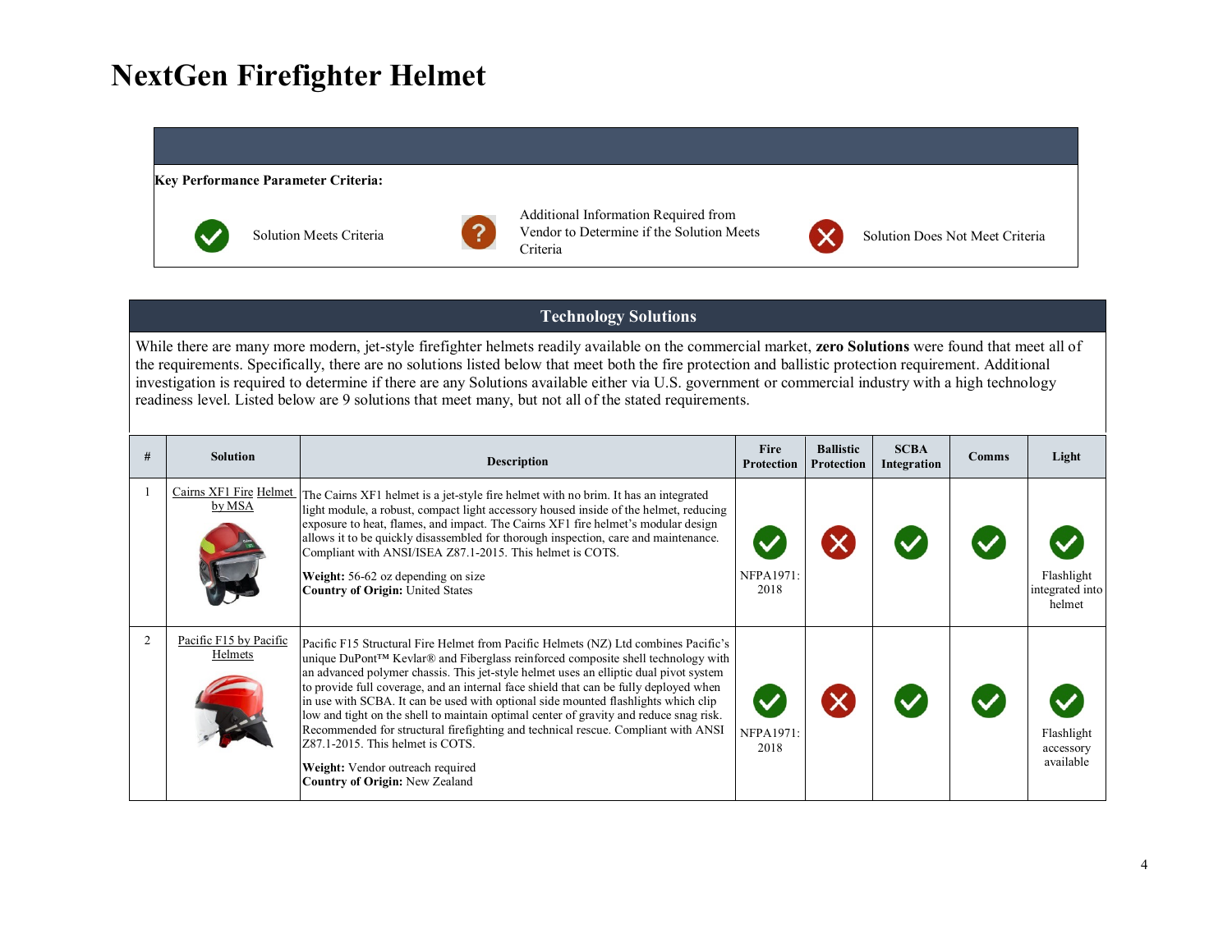# NextGen Firefighter Helmet

| Key Performance Parameter Criteria: | | |
|---|---|---|
| ✓ Solution Meets Criteria | ? Additional Information Required from Vendor to Determine if the Solution Meets Criteria | ✗ Solution Does Not Meet Criteria |

## Technology Solutions

While there are many more modern, jet-style firefighter helmets readily available on the commercial market, **zero Solutions** were found that meet all of the requirements. Specifically, there are no solutions listed below that meet both the fire protection and ballistic protection requirement. Additional investigation is required to determine if there are any Solutions available either via U.S. government or commercial industry with a high technology readiness level. Listed below are 9 solutions that meet many, but not all of the stated requirements.

| # | Solution | Description | Fire Protection | Ballistic Protection | SCBA Integration | Comms | Light |
|---|---|---|---|---|---|---|---|
| 1 | Cairns XF1 Fire Helmet by MSA | The Cairns XF1 helmet is a jet-style fire helmet with no brim. It has an integrated light module, a robust, compact light accessory housed inside of the helmet, reducing exposure to heat, flames, and impact. The Cairns XF1 fire helmet's modular design allows it to be quickly disassembled for thorough inspection, care and maintenance. Compliant with ANSI/ISEA Z87.1-2015. This helmet is COTS.<br><br>**Weight:** 56-62 oz depending on size<br>**Country of Origin:** United States | ✓ NFPA1971: 2018 | ✗ | ✓ | ✓ | ✓ Flashlight integrated into helmet |
| 2 | Pacific F15 by Pacific Helmets | Pacific F15 Structural Fire Helmet from Pacific Helmets (NZ) Ltd combines Pacific's unique DuPont™ Kevlar® and Fiberglass reinforced composite shell technology with an advanced polymer chassis. This jet-style helmet uses an elliptic dual pivot system to provide full coverage, and an internal face shield that can be fully deployed when in use with SCBA. It can be used with optional side mounted flashlights which clip low and tight on the shell to maintain optimal center of gravity and reduce snag risk. Recommended for structural firefighting and technical rescue. Compliant with ANSI Z87.1-2015. This helmet is COTS.<br><br>**Weight:** Vendor outreach required<br>**Country of Origin:** New Zealand | ✓ NFPA1971: 2018 | ✗ | ✓ | ✓ | ✓ Flashlight accessory available |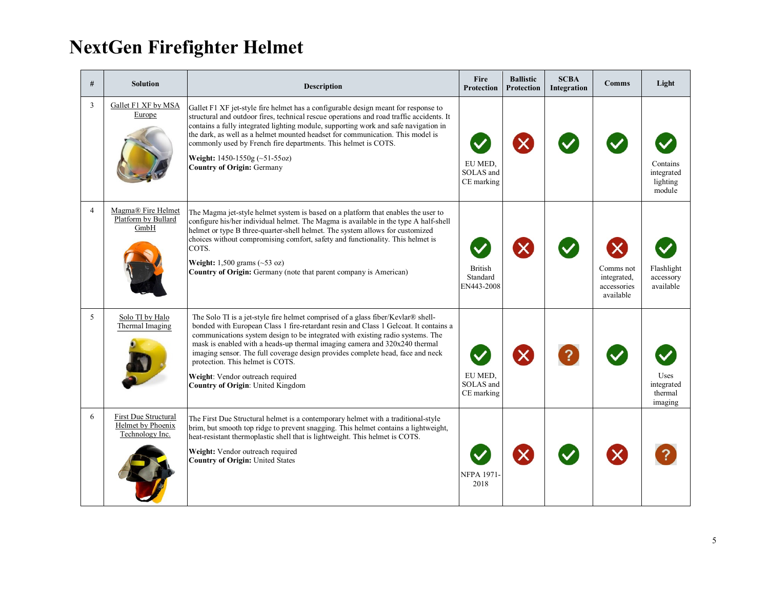# NextGen Firefighter Helmet

| # | Solution | Description | Fire Protection | Ballistic Protection | SCBA Integration | Comms | Light |
|---|---|---|---|---|---|---|---|
| 3 | Gallet F1 XF by MSA Europe | Gallet F1 XF jet-style fire helmet has a configurable design meant for response to structural and outdoor fires, technical rescue operations and road traffic accidents. It contains a fully integrated lighting module, supporting work and safe navigation in the dark, as well as a helmet mounted headset for communication. This model is commonly used by French fire departments. This helmet is COTS.<br><br>**Weight:** 1450-1550g (~51-55oz)<br>**Country of Origin:** Germany | ✔ EU MED, SOLAS and CE marking | ✘ | ✔ | ✔ | ✔ Contains integrated lighting module |
| 4 | Magma® Fire Helmet Platform by Bullard GmbH | The Magma jet-style helmet system is based on a platform that enables the user to configure his/her individual helmet. The Magma is available in the type A half-shell helmet or type B three-quarter-shell helmet. The system allows for customized choices without compromising comfort, safety and functionality. This helmet is COTS.<br><br>**Weight:** 1,500 grams (~53 oz)<br>**Country of Origin:** Germany (note that parent company is American) | ✔ British Standard EN443-2008 | ✘ | ✔ | ✘ Comms not integrated, accessories available | ✔ Flashlight accessory available |
| 5 | Solo TI by Halo Thermal Imaging | The Solo TI is a jet-style fire helmet comprised of a glass fiber/Kevlar® shell-bonded with European Class 1 fire-retardant resin and Class 1 Gelcoat. It contains a communications system design to be integrated with existing radio systems. The mask is enabled with a heads-up thermal imaging camera and 320x240 thermal imaging sensor. The full coverage design provides complete head, face and neck protection. This helmet is COTS.<br><br>**Weight**: Vendor outreach required<br>**Country of Origin**: United Kingdom | ✔ EU MED, SOLAS and CE marking | ✘ | ? | ✔ | ✔ Uses integrated thermal imaging |
| 6 | First Due Structural Helmet by Phoenix Technology Inc. | The First Due Structural helmet is a contemporary helmet with a traditional-style brim, but smooth top ridge to prevent snagging. This helmet contains a lightweight, heat-resistant thermoplastic shell that is lightweight. This helmet is COTS.<br><br>**Weight:** Vendor outreach required<br>**Country of Origin:** United States | ✔ NFPA 1971-2018 | ✘ | ✔ | ✘ | ? |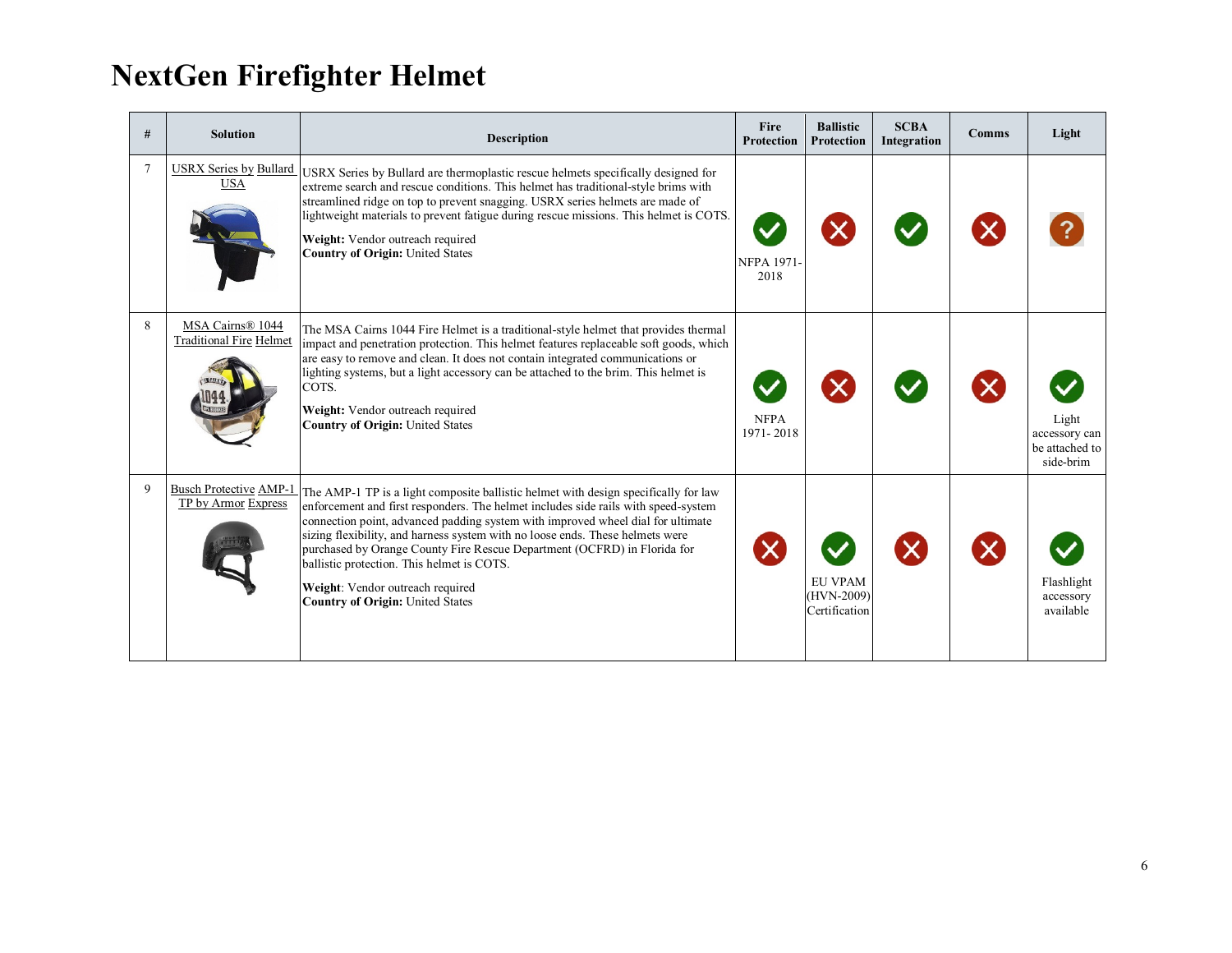# NextGen Firefighter Helmet

| # | Solution | Description | Fire Protection | Ballistic Protection | SCBA Integration | Comms | Light |
|---|---|---|---|---|---|---|---|
| 7 | USRX Series by Bullard USA | USRX Series by Bullard are thermoplastic rescue helmets specifically designed for extreme search and rescue conditions. This helmet has traditional-style brims with streamlined ridge on top to prevent snagging. USRX series helmets are made of lightweight materials to prevent fatigue during rescue missions. This helmet is COTS.<br>**Weight:** Vendor outreach required<br>**Country of Origin:** United States | ✔ NFPA 1971-2018 | ✘ | ✔ | ✘ | ? |
| 8 | MSA Cairns® 1044 Traditional Fire Helmet | The MSA Cairns 1044 Fire Helmet is a traditional-style helmet that provides thermal impact and penetration protection. This helmet features replaceable soft goods, which are easy to remove and clean. It does not contain integrated communications or lighting systems, but a light accessory can be attached to the brim. This helmet is COTS.<br>**Weight:** Vendor outreach required<br>**Country of Origin:** United States | ✔ NFPA 1971- 2018 | ✘ | ✔ | ✘ | ✔ Light accessory can be attached to side-brim |
| 9 | Busch Protective AMP-1 TP by Armor Express | The AMP-1 TP is a light composite ballistic helmet with design specifically for law enforcement and first responders. The helmet includes side rails with speed-system connection point, advanced padding system with improved wheel dial for ultimate sizing flexibility, and harness system with no loose ends. These helmets were purchased by Orange County Fire Rescue Department (OCFRD) in Florida for ballistic protection. This helmet is COTS.<br>**Weight**: Vendor outreach required<br>**Country of Origin:** United States | ✘ | ✔ EU VPAM (HVN-2009) Certification | ✘ | ✘ | ✔ Flashlight accessory available |